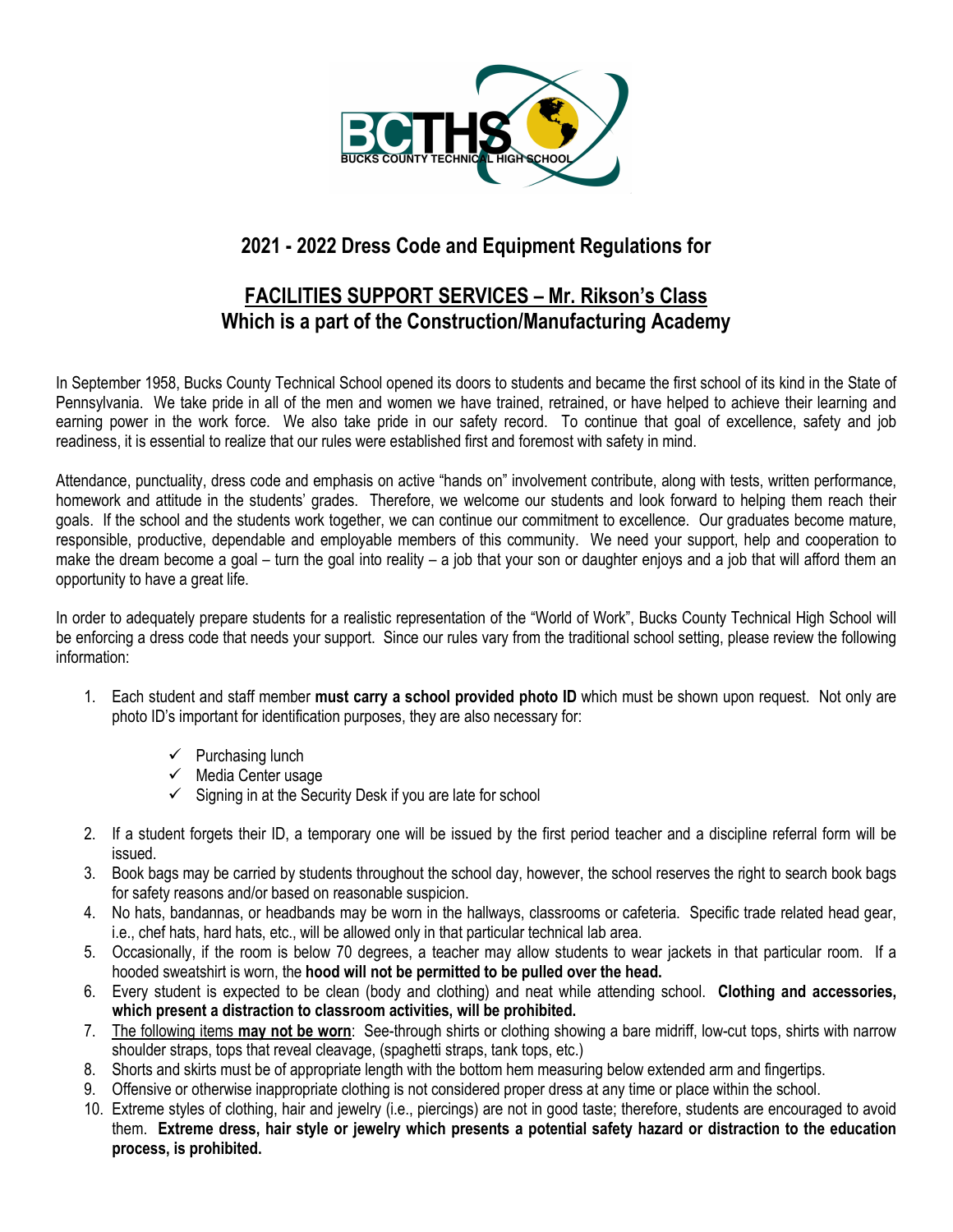BCTHS
BUCKS COUNTY TECHNICAL HIGH SCHOOL

## 2021 - 2022 Dress Code and Equipment Regulations for

## FACILITIES SUPPORT SERVICES – Mr. Rikson's Class
## Which is a part of the Construction/Manufacturing Academy

In September 1958, Bucks County Technical School opened its doors to students and became the first school of its kind in the State of Pennsylvania. We take pride in all of the men and women we have trained, retrained, or have helped to achieve their learning and earning power in the work force. We also take pride in our safety record. To continue that goal of excellence, safety and job readiness, it is essential to realize that our rules were established first and foremost with safety in mind.

Attendance, punctuality, dress code and emphasis on active "hands on" involvement contribute, along with tests, written performance, homework and attitude in the students' grades. Therefore, we welcome our students and look forward to helping them reach their goals. If the school and the students work together, we can continue our commitment to excellence. Our graduates become mature, responsible, productive, dependable and employable members of this community. We need your support, help and cooperation to make the dream become a goal – turn the goal into reality – a job that your son or daughter enjoys and a job that will afford them an opportunity to have a great life.

In order to adequately prepare students for a realistic representation of the "World of Work", Bucks County Technical High School will be enforcing a dress code that needs your support. Since our rules vary from the traditional school setting, please review the following information:

1. Each student and staff member **must carry a school provided photo ID** which must be shown upon request. Not only are photo ID's important for identification purposes, they are also necessary for:
   - ✓ Purchasing lunch
   - ✓ Media Center usage
   - ✓ Signing in at the Security Desk if you are late for school
2. If a student forgets their ID, a temporary one will be issued by the first period teacher and a discipline referral form will be issued.
3. Book bags may be carried by students throughout the school day, however, the school reserves the right to search book bags for safety reasons and/or based on reasonable suspicion.
4. No hats, bandannas, or headbands may be worn in the hallways, classrooms or cafeteria. Specific trade related head gear, i.e., chef hats, hard hats, etc., will be allowed only in that particular technical lab area.
5. Occasionally, if the room is below 70 degrees, a teacher may allow students to wear jackets in that particular room. If a hooded sweatshirt is worn, the **hood will not be permitted to be pulled over the head.**
6. Every student is expected to be clean (body and clothing) and neat while attending school. **Clothing and accessories, which present a distraction to classroom activities, will be prohibited.**
7. <u>The following items **may not be worn**</u>: See-through shirts or clothing showing a bare midriff, low-cut tops, shirts with narrow shoulder straps, tops that reveal cleavage, (spaghetti straps, tank tops, etc.)
8. Shorts and skirts must be of appropriate length with the bottom hem measuring below extended arm and fingertips.
9. Offensive or otherwise inappropriate clothing is not considered proper dress at any time or place within the school.
10. Extreme styles of clothing, hair and jewelry (i.e., piercings) are not in good taste; therefore, students are encouraged to avoid them. **Extreme dress, hair style or jewelry which presents a potential safety hazard or distraction to the education process, is prohibited.**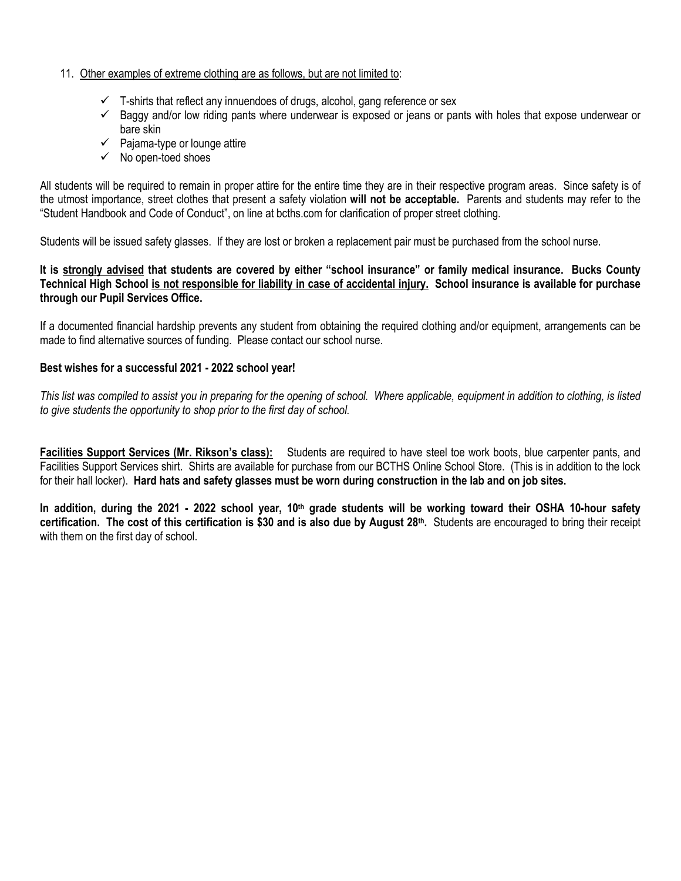11. Other examples of extreme clothing are as follows, but are not limited to:

    - ✓ T-shirts that reflect any innuendoes of drugs, alcohol, gang reference or sex
    - ✓ Baggy and/or low riding pants where underwear is exposed or jeans or pants with holes that expose underwear or bare skin
    - ✓ Pajama-type or lounge attire
    - ✓ No open-toed shoes

All students will be required to remain in proper attire for the entire time they are in their respective program areas. Since safety is of the utmost importance, street clothes that present a safety violation **will not be acceptable.** Parents and students may refer to the "Student Handbook and Code of Conduct", on line at bcths.com for clarification of proper street clothing.

Students will be issued safety glasses. If they are lost or broken a replacement pair must be purchased from the school nurse.

**It is strongly advised that students are covered by either "school insurance" or family medical insurance. Bucks County Technical High School is not responsible for liability in case of accidental injury. School insurance is available for purchase through our Pupil Services Office.**

If a documented financial hardship prevents any student from obtaining the required clothing and/or equipment, arrangements can be made to find alternative sources of funding. Please contact our school nurse.

**Best wishes for a successful 2021 - 2022 school year!**

*This list was compiled to assist you in preparing for the opening of school. Where applicable, equipment in addition to clothing, is listed to give students the opportunity to shop prior to the first day of school.*

**Facilities Support Services (Mr. Rikson's class):** Students are required to have steel toe work boots, blue carpenter pants, and Facilities Support Services shirt. Shirts are available for purchase from our BCTHS Online School Store. (This is in addition to the lock for their hall locker). **Hard hats and safety glasses must be worn during construction in the lab and on job sites.**

**In addition, during the 2021 - 2022 school year, 10th grade students will be working toward their OSHA 10-hour safety certification. The cost of this certification is $30 and is also due by August 28th.** Students are encouraged to bring their receipt with them on the first day of school.